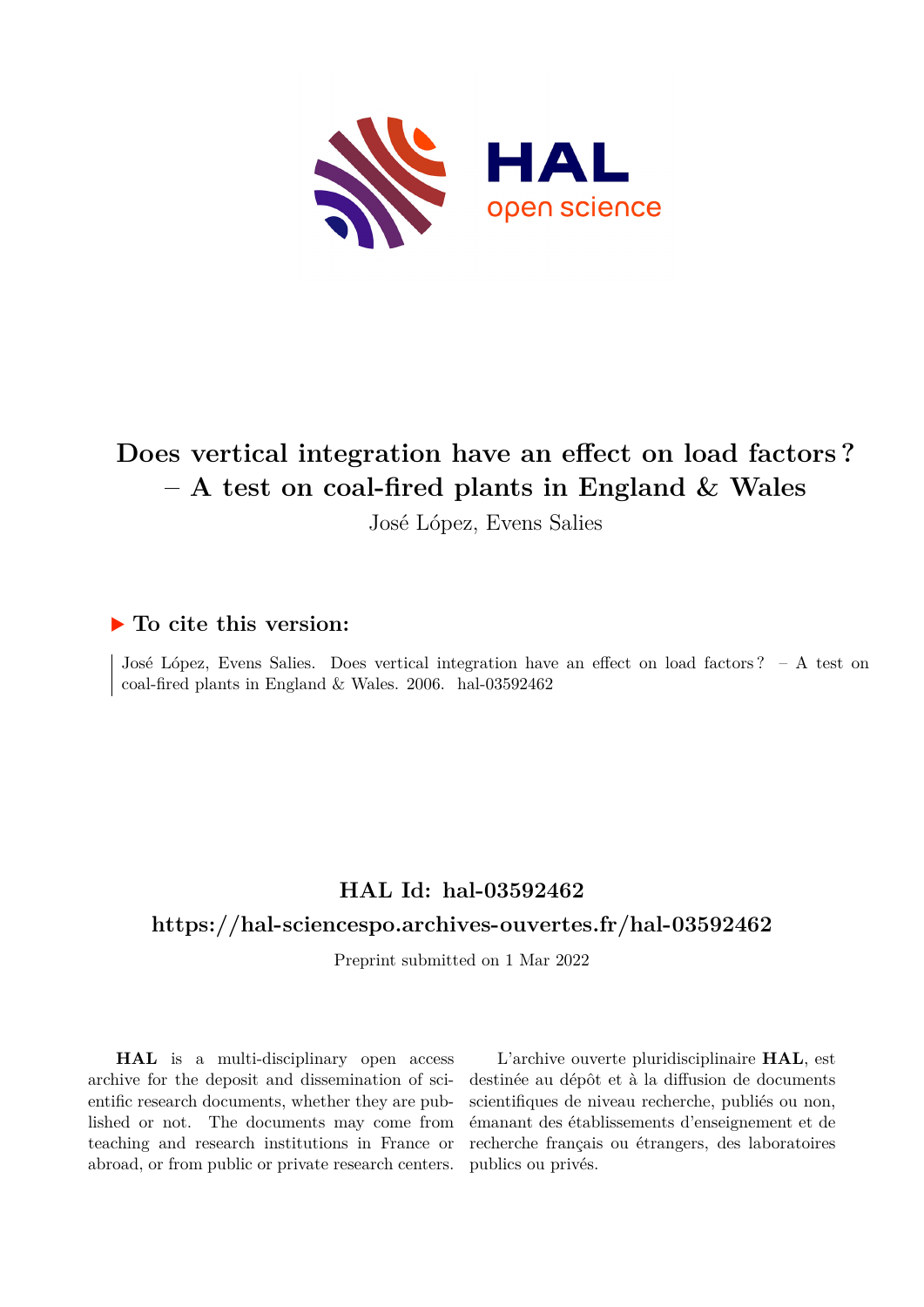# Does vertical integration have an effect on load factors ? – A test on coal-fired plants in England & Wales

José López, Evens Salies

## ▶ To cite this version:

José López, Evens Salies. Does vertical integration have an effect on load factors ? – A test on coal-fired plants in England & Wales. 2006. hal-03592462

## HAL Id: hal-03592462

## https://hal-sciencespo.archives-ouvertes.fr/hal-03592462

Preprint submitted on 1 Mar 2022

**HAL** is a multi-disciplinary open access archive for the deposit and dissemination of scientific research documents, whether they are published or not. The documents may come from teaching and research institutions in France or abroad, or from public or private research centers.

L'archive ouverte pluridisciplinaire **HAL**, est destinée au dépôt et à la diffusion de documents scientifiques de niveau recherche, publiés ou non, émanant des établissements d'enseignement et de recherche français ou étrangers, des laboratoires publics ou privés.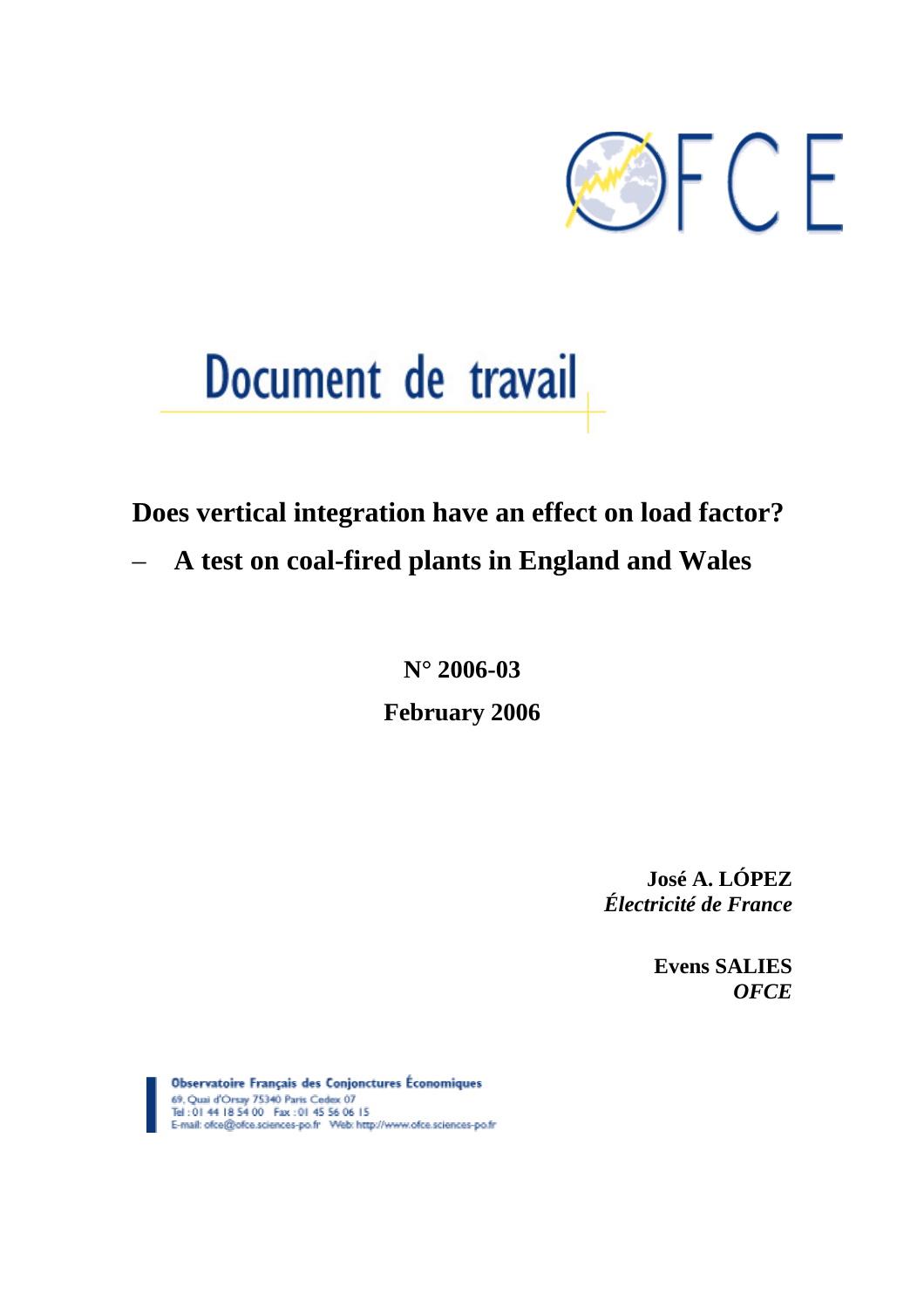# Document de travail

## Does vertical integration have an effect on load factor?

## – A test on coal-fired plants in England and Wales

**N° 2006-03**

**February 2006**

**José A. LÓPEZ**
*Électricité de France*

**Evens SALIES**
*OFCE*

**Observatoire Français des Conjonctures Économiques**
69, Quai d'Orsay 75340 Paris Cedex 07
Tel : 01 44 18 54 00 Fax : 01 45 56 06 15
E-mail: ofce@ofce.sciences-po.fr Web: http://www.ofce.sciences-po.fr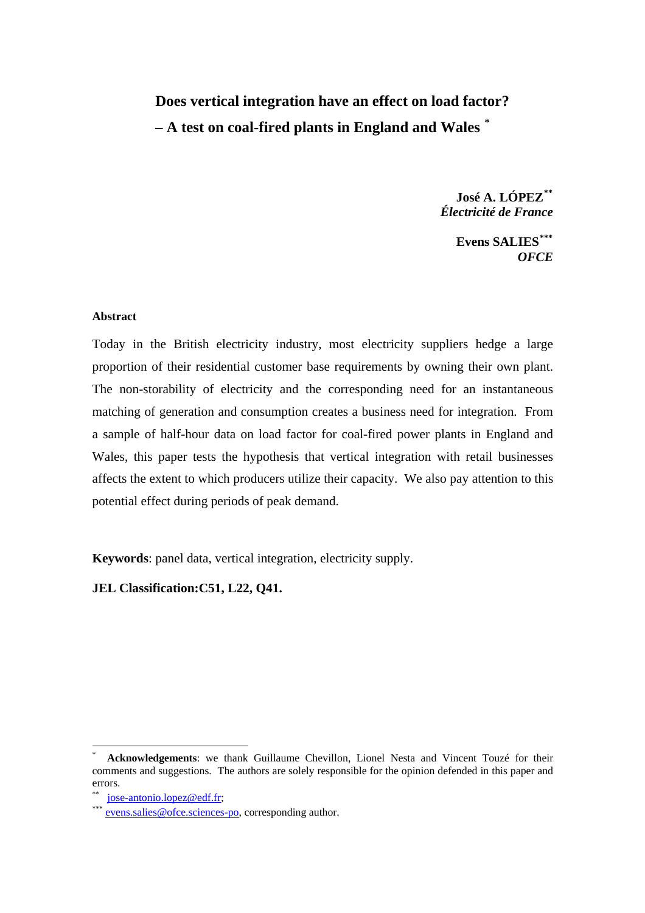# Does vertical integration have an effect on load factor? – A test on coal-fired plants in England and Wales [*]

**José A. LÓPEZ**[**]
*Électricité de France*

**Evens SALIES**[***]
*OFCE*

### Abstract

Today in the British electricity industry, most electricity suppliers hedge a large proportion of their residential customer base requirements by owning their own plant. The non-storability of electricity and the corresponding need for an instantaneous matching of generation and consumption creates a business need for integration. From a sample of half-hour data on load factor for coal-fired power plants in England and Wales, this paper tests the hypothesis that vertical integration with retail businesses affects the extent to which producers utilize their capacity. We also pay attention to this potential effect during periods of peak demand.

**Keywords**: panel data, vertical integration, electricity supply.

**JEL Classification:C51, L22, Q41.**

---

[*] **Acknowledgements**: we thank Guillaume Chevillon, Lionel Nesta and Vincent Touzé for their comments and suggestions. The authors are solely responsible for the opinion defended in this paper and errors.

[**] jose-antonio.lopez@edf.fr;

[***] evens.salies@ofce.sciences-po, corresponding author.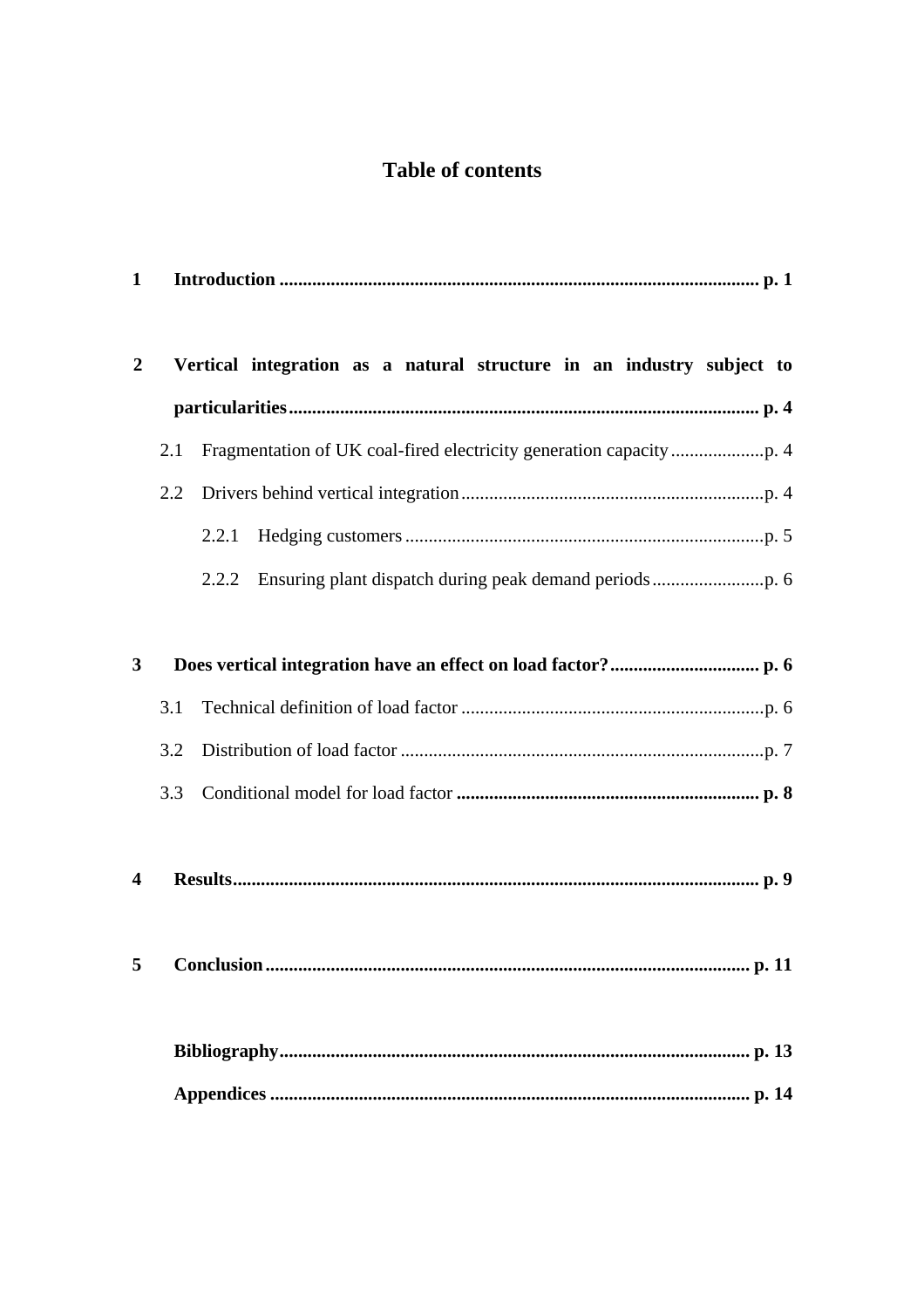# Table of contents

**1 Introduction ..................................................................................................... p. 1**

**2 Vertical integration as a natural structure in an industry subject to particularities..................................................................................................... p. 4**

- 2.1 Fragmentation of UK coal-fired electricity generation capacity ....................p. 4
- 2.2 Drivers behind vertical integration.................................................................p. 4
  - 2.2.1 Hedging customers ............................................................................p. 5
  - 2.2.2 Ensuring plant dispatch during peak demand periods........................p. 6

**3 Does vertical integration have an effect on load factor?................................ p. 6**

- 3.1 Technical definition of load factor .................................................................p. 6
- 3.2 Distribution of load factor .............................................................................p. 7
- 3.3 Conditional model for load factor **................................................................ p. 8**

**4 Results................................................................................................................ p. 9**

**5 Conclusion....................................................................................................... p. 11**

**Bibliography.................................................................................................... p. 13**

**Appendices ...................................................................................................... p. 14**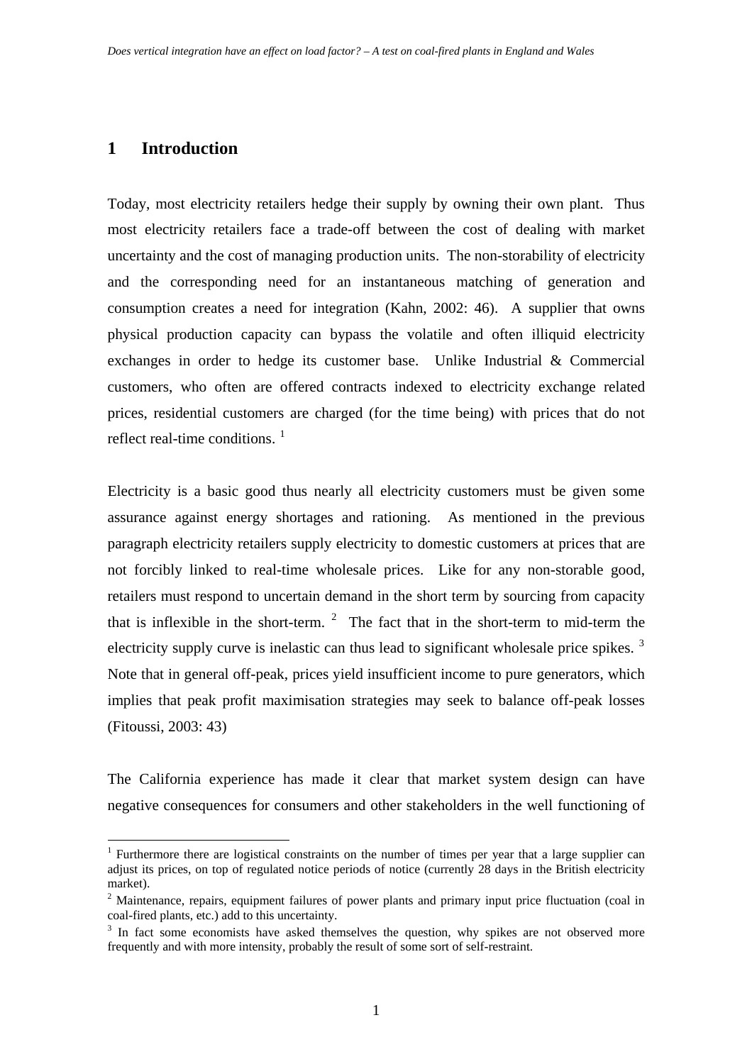# 1 Introduction

Today, most electricity retailers hedge their supply by owning their own plant. Thus most electricity retailers face a trade-off between the cost of dealing with market uncertainty and the cost of managing production units. The non-storability of electricity and the corresponding need for an instantaneous matching of generation and consumption creates a need for integration (Kahn, 2002: 46). A supplier that owns physical production capacity can bypass the volatile and often illiquid electricity exchanges in order to hedge its customer base. Unlike Industrial & Commercial customers, who often are offered contracts indexed to electricity exchange related prices, residential customers are charged (for the time being) with prices that do not reflect real-time conditions. [1]

Electricity is a basic good thus nearly all electricity customers must be given some assurance against energy shortages and rationing. As mentioned in the previous paragraph electricity retailers supply electricity to domestic customers at prices that are not forcibly linked to real-time wholesale prices. Like for any non-storable good, retailers must respond to uncertain demand in the short term by sourcing from capacity that is inflexible in the short-term. [2] The fact that in the short-term to mid-term the electricity supply curve is inelastic can thus lead to significant wholesale price spikes. [3] Note that in general off-peak, prices yield insufficient income to pure generators, which implies that peak profit maximisation strategies may seek to balance off-peak losses (Fitoussi, 2003: 43)

The California experience has made it clear that market system design can have negative consequences for consumers and other stakeholders in the well functioning of

[1] Furthermore there are logistical constraints on the number of times per year that a large supplier can adjust its prices, on top of regulated notice periods of notice (currently 28 days in the British electricity market).

[2] Maintenance, repairs, equipment failures of power plants and primary input price fluctuation (coal in coal-fired plants, etc.) add to this uncertainty.

[3] In fact some economists have asked themselves the question, why spikes are not observed more frequently and with more intensity, probably the result of some sort of self-restraint.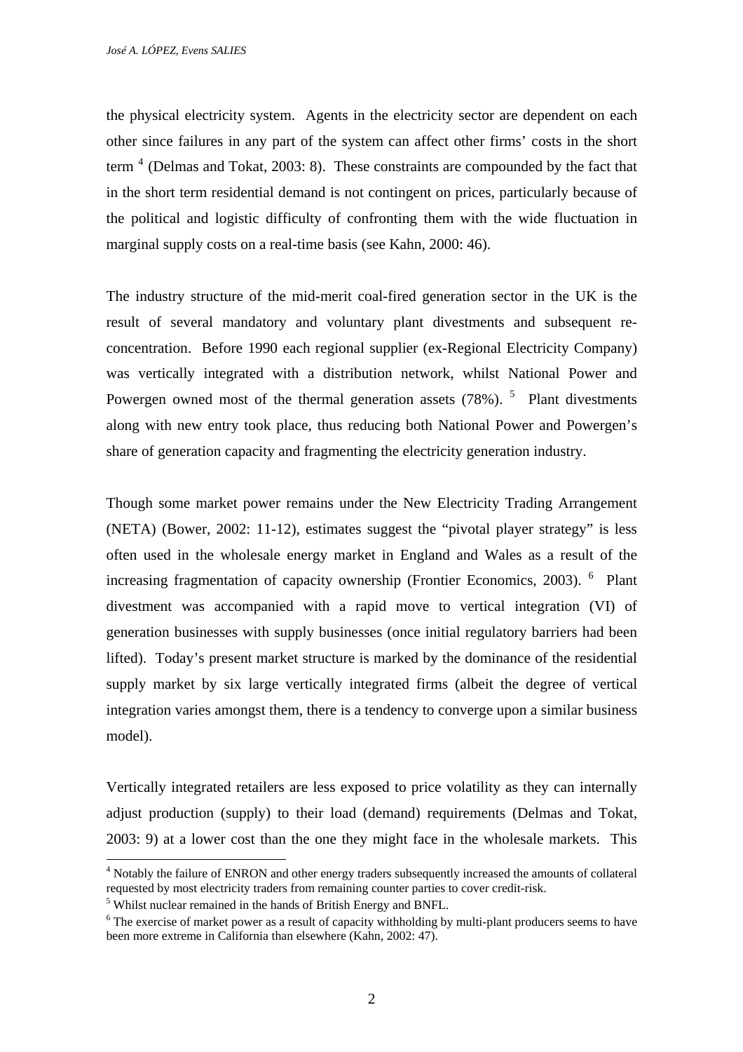the physical electricity system. Agents in the electricity sector are dependent on each other since failures in any part of the system can affect other firms' costs in the short term [4] (Delmas and Tokat, 2003: 8). These constraints are compounded by the fact that in the short term residential demand is not contingent on prices, particularly because of the political and logistic difficulty of confronting them with the wide fluctuation in marginal supply costs on a real-time basis (see Kahn, 2000: 46).

The industry structure of the mid-merit coal-fired generation sector in the UK is the result of several mandatory and voluntary plant divestments and subsequent re-concentration. Before 1990 each regional supplier (ex-Regional Electricity Company) was vertically integrated with a distribution network, whilst National Power and Powergen owned most of the thermal generation assets (78%). [5] Plant divestments along with new entry took place, thus reducing both National Power and Powergen's share of generation capacity and fragmenting the electricity generation industry.

Though some market power remains under the New Electricity Trading Arrangement (NETA) (Bower, 2002: 11-12), estimates suggest the "pivotal player strategy" is less often used in the wholesale energy market in England and Wales as a result of the increasing fragmentation of capacity ownership (Frontier Economics, 2003). [6] Plant divestment was accompanied with a rapid move to vertical integration (VI) of generation businesses with supply businesses (once initial regulatory barriers had been lifted). Today's present market structure is marked by the dominance of the residential supply market by six large vertically integrated firms (albeit the degree of vertical integration varies amongst them, there is a tendency to converge upon a similar business model).

Vertically integrated retailers are less exposed to price volatility as they can internally adjust production (supply) to their load (demand) requirements (Delmas and Tokat, 2003: 9) at a lower cost than the one they might face in the wholesale markets. This

---

[4] Notably the failure of ENRON and other energy traders subsequently increased the amounts of collateral requested by most electricity traders from remaining counter parties to cover credit-risk.

[5] Whilst nuclear remained in the hands of British Energy and BNFL.

[6] The exercise of market power as a result of capacity withholding by multi-plant producers seems to have been more extreme in California than elsewhere (Kahn, 2002: 47).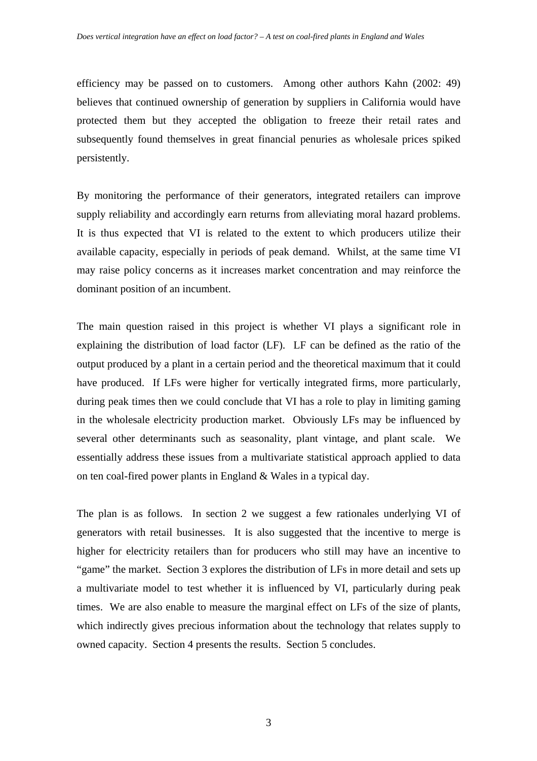efficiency may be passed on to customers. Among other authors Kahn (2002: 49) believes that continued ownership of generation by suppliers in California would have protected them but they accepted the obligation to freeze their retail rates and subsequently found themselves in great financial penuries as wholesale prices spiked persistently.

By monitoring the performance of their generators, integrated retailers can improve supply reliability and accordingly earn returns from alleviating moral hazard problems. It is thus expected that VI is related to the extent to which producers utilize their available capacity, especially in periods of peak demand. Whilst, at the same time VI may raise policy concerns as it increases market concentration and may reinforce the dominant position of an incumbent.

The main question raised in this project is whether VI plays a significant role in explaining the distribution of load factor (LF). LF can be defined as the ratio of the output produced by a plant in a certain period and the theoretical maximum that it could have produced. If LFs were higher for vertically integrated firms, more particularly, during peak times then we could conclude that VI has a role to play in limiting gaming in the wholesale electricity production market. Obviously LFs may be influenced by several other determinants such as seasonality, plant vintage, and plant scale. We essentially address these issues from a multivariate statistical approach applied to data on ten coal-fired power plants in England & Wales in a typical day.

The plan is as follows. In section 2 we suggest a few rationales underlying VI of generators with retail businesses. It is also suggested that the incentive to merge is higher for electricity retailers than for producers who still may have an incentive to "game" the market. Section 3 explores the distribution of LFs in more detail and sets up a multivariate model to test whether it is influenced by VI, particularly during peak times. We are also enable to measure the marginal effect on LFs of the size of plants, which indirectly gives precious information about the technology that relates supply to owned capacity. Section 4 presents the results. Section 5 concludes.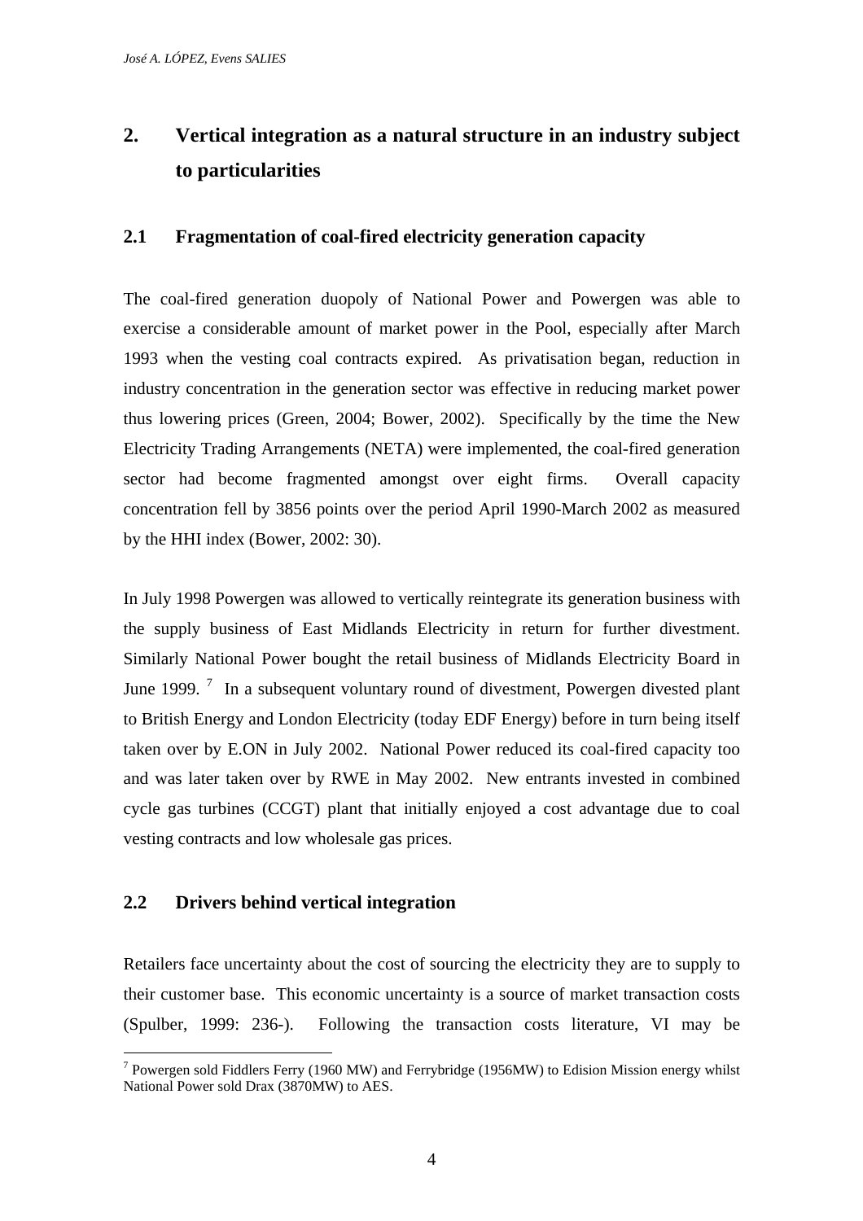## 2. Vertical integration as a natural structure in an industry subject to particularities

### 2.1 Fragmentation of coal-fired electricity generation capacity

The coal-fired generation duopoly of National Power and Powergen was able to exercise a considerable amount of market power in the Pool, especially after March 1993 when the vesting coal contracts expired. As privatisation began, reduction in industry concentration in the generation sector was effective in reducing market power thus lowering prices (Green, 2004; Bower, 2002). Specifically by the time the New Electricity Trading Arrangements (NETA) were implemented, the coal-fired generation sector had become fragmented amongst over eight firms. Overall capacity concentration fell by 3856 points over the period April 1990-March 2002 as measured by the HHI index (Bower, 2002: 30).

In July 1998 Powergen was allowed to vertically reintegrate its generation business with the supply business of East Midlands Electricity in return for further divestment. Similarly National Power bought the retail business of Midlands Electricity Board in June 1999. [7] In a subsequent voluntary round of divestment, Powergen divested plant to British Energy and London Electricity (today EDF Energy) before in turn being itself taken over by E.ON in July 2002. National Power reduced its coal-fired capacity too and was later taken over by RWE in May 2002. New entrants invested in combined cycle gas turbines (CCGT) plant that initially enjoyed a cost advantage due to coal vesting contracts and low wholesale gas prices.

### 2.2 Drivers behind vertical integration

Retailers face uncertainty about the cost of sourcing the electricity they are to supply to their customer base. This economic uncertainty is a source of market transaction costs (Spulber, 1999: 236-). Following the transaction costs literature, VI may be

[7] Powergen sold Fiddlers Ferry (1960 MW) and Ferrybridge (1956MW) to Edision Mission energy whilst National Power sold Drax (3870MW) to AES.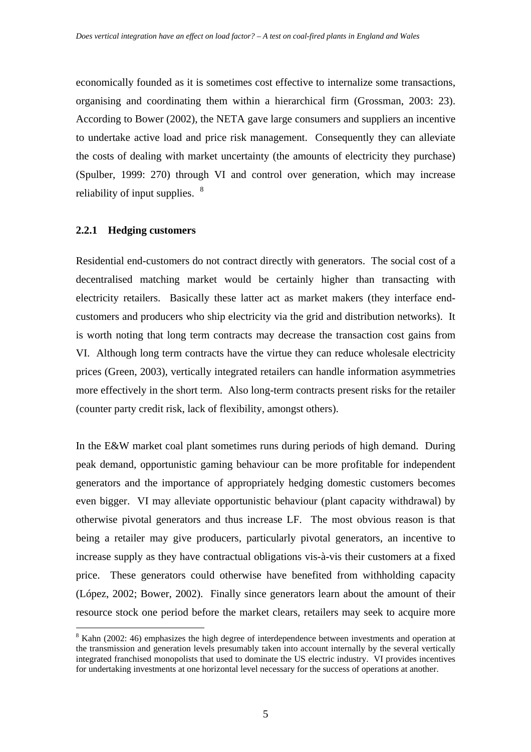economically founded as it is sometimes cost effective to internalize some transactions, organising and coordinating them within a hierarchical firm (Grossman, 2003: 23). According to Bower (2002), the NETA gave large consumers and suppliers an incentive to undertake active load and price risk management. Consequently they can alleviate the costs of dealing with market uncertainty (the amounts of electricity they purchase) (Spulber, 1999: 270) through VI and control over generation, which may increase reliability of input supplies. [8]

### 2.2.1 Hedging customers

Residential end-customers do not contract directly with generators. The social cost of a decentralised matching market would be certainly higher than transacting with electricity retailers. Basically these latter act as market makers (they interface end-customers and producers who ship electricity via the grid and distribution networks). It is worth noting that long term contracts may decrease the transaction cost gains from VI. Although long term contracts have the virtue they can reduce wholesale electricity prices (Green, 2003), vertically integrated retailers can handle information asymmetries more effectively in the short term. Also long-term contracts present risks for the retailer (counter party credit risk, lack of flexibility, amongst others).

In the E&W market coal plant sometimes runs during periods of high demand. During peak demand, opportunistic gaming behaviour can be more profitable for independent generators and the importance of appropriately hedging domestic customers becomes even bigger. VI may alleviate opportunistic behaviour (plant capacity withdrawal) by otherwise pivotal generators and thus increase LF. The most obvious reason is that being a retailer may give producers, particularly pivotal generators, an incentive to increase supply as they have contractual obligations vis-à-vis their customers at a fixed price. These generators could otherwise have benefited from withholding capacity (López, 2002; Bower, 2002). Finally since generators learn about the amount of their resource stock one period before the market clears, retailers may seek to acquire more

[8] Kahn (2002: 46) emphasizes the high degree of interdependence between investments and operation at the transmission and generation levels presumably taken into account internally by the several vertically integrated franchised monopolists that used to dominate the US electric industry. VI provides incentives for undertaking investments at one horizontal level necessary for the success of operations at another.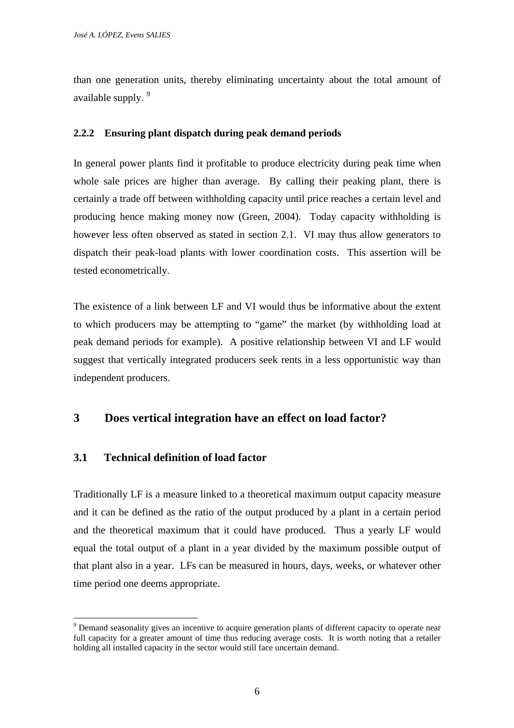than one generation units, thereby eliminating uncertainty about the total amount of available supply. [9]

#### 2.2.2 Ensuring plant dispatch during peak demand periods

In general power plants find it profitable to produce electricity during peak time when whole sale prices are higher than average. By calling their peaking plant, there is certainly a trade off between withholding capacity until price reaches a certain level and producing hence making money now (Green, 2004). Today capacity withholding is however less often observed as stated in section 2.1. VI may thus allow generators to dispatch their peak-load plants with lower coordination costs. This assertion will be tested econometrically.

The existence of a link between LF and VI would thus be informative about the extent to which producers may be attempting to "game" the market (by withholding load at peak demand periods for example). A positive relationship between VI and LF would suggest that vertically integrated producers seek rents in a less opportunistic way than independent producers.

## 3 Does vertical integration have an effect on load factor?

### 3.1 Technical definition of load factor

Traditionally LF is a measure linked to a theoretical maximum output capacity measure and it can be defined as the ratio of the output produced by a plant in a certain period and the theoretical maximum that it could have produced. Thus a yearly LF would equal the total output of a plant in a year divided by the maximum possible output of that plant also in a year. LFs can be measured in hours, days, weeks, or whatever other time period one deems appropriate.

[9] Demand seasonality gives an incentive to acquire generation plants of different capacity to operate near full capacity for a greater amount of time thus reducing average costs. It is worth noting that a retailer holding all installed capacity in the sector would still face uncertain demand.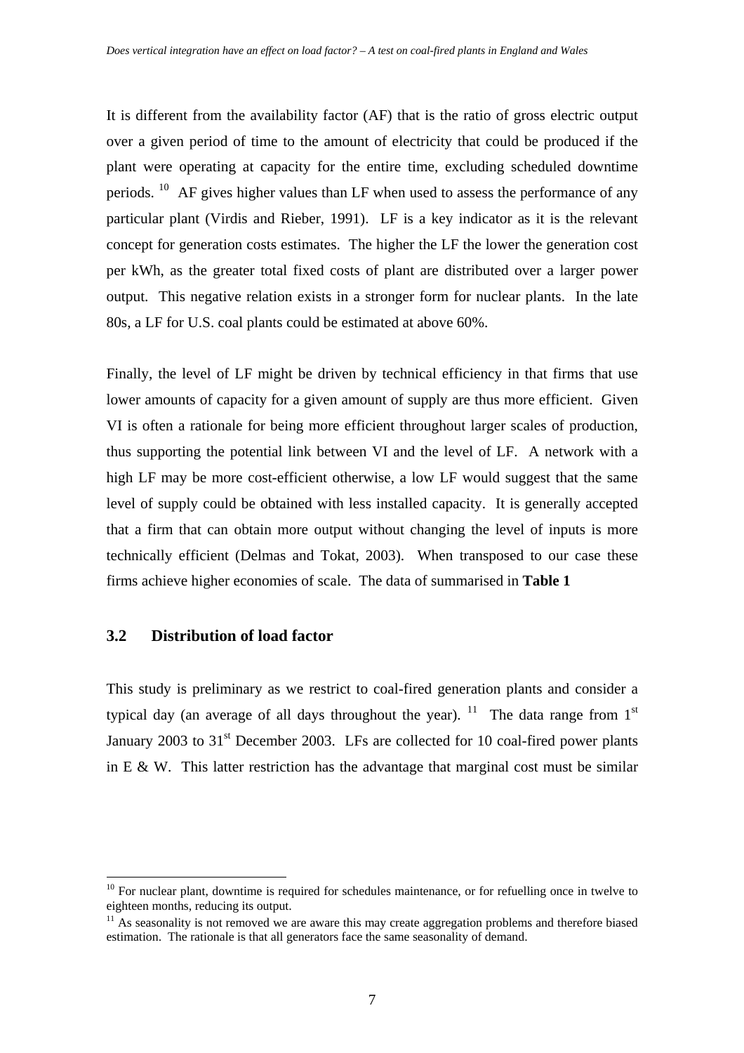It is different from the availability factor (AF) that is the ratio of gross electric output over a given period of time to the amount of electricity that could be produced if the plant were operating at capacity for the entire time, excluding scheduled downtime periods. [10] AF gives higher values than LF when used to assess the performance of any particular plant (Virdis and Rieber, 1991). LF is a key indicator as it is the relevant concept for generation costs estimates. The higher the LF the lower the generation cost per kWh, as the greater total fixed costs of plant are distributed over a larger power output. This negative relation exists in a stronger form for nuclear plants. In the late 80s, a LF for U.S. coal plants could be estimated at above 60%.

Finally, the level of LF might be driven by technical efficiency in that firms that use lower amounts of capacity for a given amount of supply are thus more efficient. Given VI is often a rationale for being more efficient throughout larger scales of production, thus supporting the potential link between VI and the level of LF. A network with a high LF may be more cost-efficient otherwise, a low LF would suggest that the same level of supply could be obtained with less installed capacity. It is generally accepted that a firm that can obtain more output without changing the level of inputs is more technically efficient (Delmas and Tokat, 2003). When transposed to our case these firms achieve higher economies of scale. The data of summarised in **Table 1**

### 3.2 Distribution of load factor

This study is preliminary as we restrict to coal-fired generation plants and consider a typical day (an average of all days throughout the year). [11] The data range from 1st January 2003 to 31st December 2003. LFs are collected for 10 coal-fired power plants in E & W. This latter restriction has the advantage that marginal cost must be similar

---

[10] For nuclear plant, downtime is required for schedules maintenance, or for refuelling once in twelve to eighteen months, reducing its output.

[11] As seasonality is not removed we are aware this may create aggregation problems and therefore biased estimation. The rationale is that all generators face the same seasonality of demand.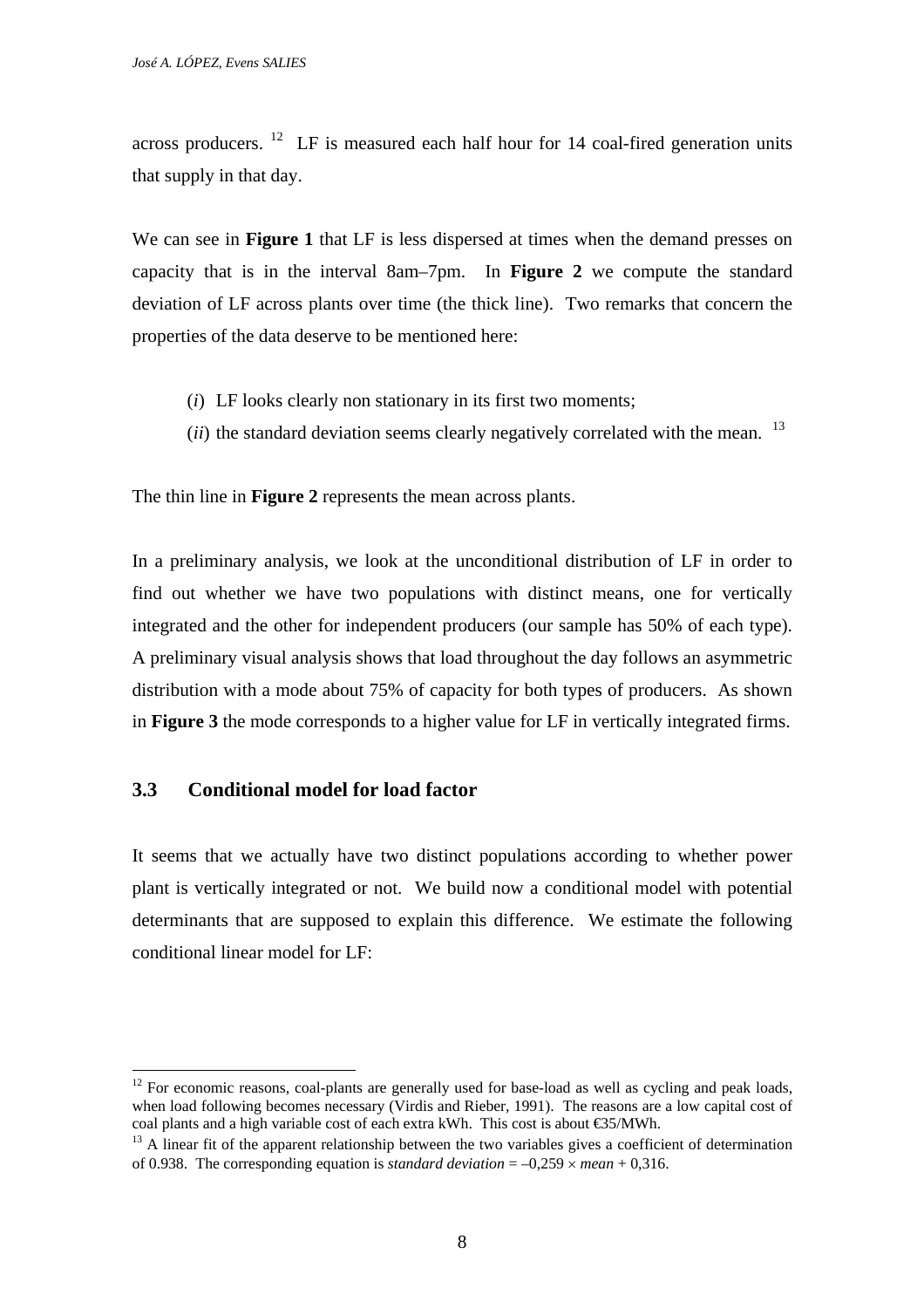across producers. [12] LF is measured each half hour for 14 coal-fired generation units that supply in that day.

We can see in **Figure 1** that LF is less dispersed at times when the demand presses on capacity that is in the interval 8am–7pm. In **Figure 2** we compute the standard deviation of LF across plants over time (the thick line). Two remarks that concern the properties of the data deserve to be mentioned here:

(*i*) LF looks clearly non stationary in its first two moments;

(*ii*) the standard deviation seems clearly negatively correlated with the mean. [13]

The thin line in **Figure 2** represents the mean across plants.

In a preliminary analysis, we look at the unconditional distribution of LF in order to find out whether we have two populations with distinct means, one for vertically integrated and the other for independent producers (our sample has 50% of each type). A preliminary visual analysis shows that load throughout the day follows an asymmetric distribution with a mode about 75% of capacity for both types of producers. As shown in **Figure 3** the mode corresponds to a higher value for LF in vertically integrated firms.

### 3.3 Conditional model for load factor

It seems that we actually have two distinct populations according to whether power plant is vertically integrated or not. We build now a conditional model with potential determinants that are supposed to explain this difference. We estimate the following conditional linear model for LF:

---

[12] For economic reasons, coal-plants are generally used for base-load as well as cycling and peak loads, when load following becomes necessary (Virdis and Rieber, 1991). The reasons are a low capital cost of coal plants and a high variable cost of each extra kWh. This cost is about €35/MWh.

[13] A linear fit of the apparent relationship between the two variables gives a coefficient of determination of 0.938. The corresponding equation is *standard deviation* = –0,259 × *mean* + 0,316.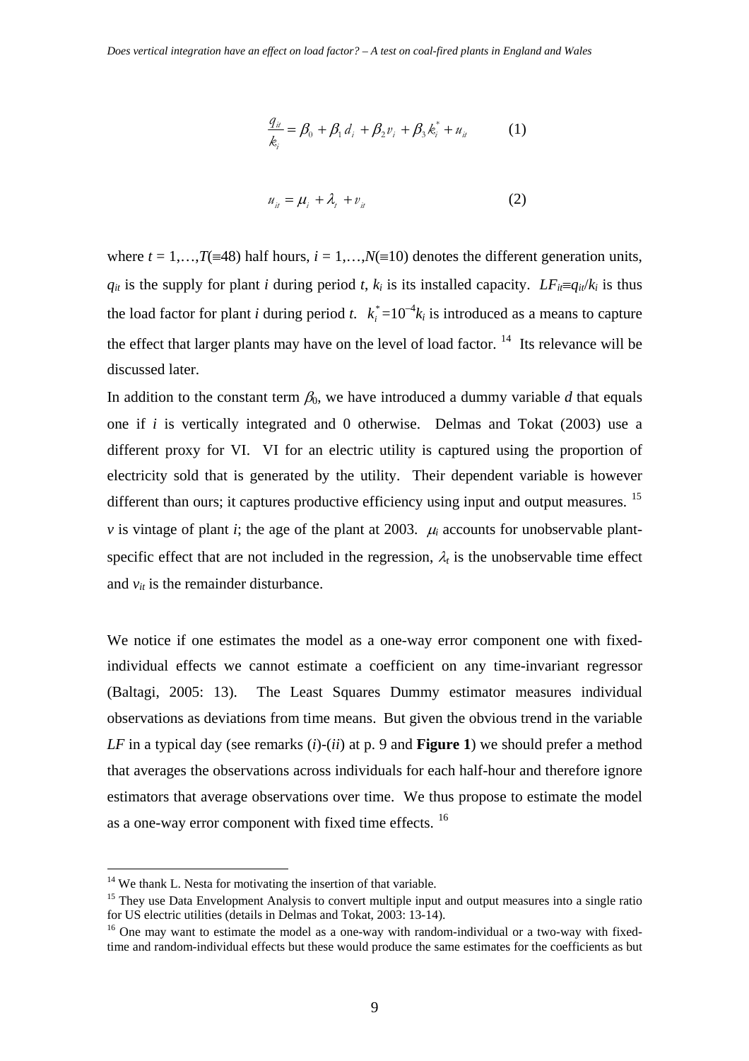$$\frac{q_{it}}{k_i} = \beta_0 + \beta_1 d_i + \beta_2 v_i + \beta_3 k_i^* + u_{it} \qquad (1)$$

$$u_{it} = \mu_i + \lambda_t + v_{it} \qquad (2)$$

where $t = 1,\ldots,T(\equiv 48)$ half hours, $i = 1,\ldots,N(\equiv 10)$ denotes the different generation units, $q_{it}$ is the supply for plant $i$ during period $t$, $k_i$ is its installed capacity. $LF_{it} \equiv q_{it}/k_i$ is thus the load factor for plant $i$ during period $t$. $k_i^* = 10^{-4}k_i$ is introduced as a means to capture the effect that larger plants may have on the level of load factor. [14] Its relevance will be discussed later.

In addition to the constant term $\beta_0$, we have introduced a dummy variable $d$ that equals one if $i$ is vertically integrated and 0 otherwise. Delmas and Tokat (2003) use a different proxy for VI. VI for an electric utility is captured using the proportion of electricity sold that is generated by the utility. Their dependent variable is however different than ours; it captures productive efficiency using input and output measures. [15] $v$ is vintage of plant $i$; the age of the plant at 2003. $\mu_i$ accounts for unobservable plant-specific effect that are not included in the regression, $\lambda_t$ is the unobservable time effect and $v_{it}$ is the remainder disturbance.

We notice if one estimates the model as a one-way error component one with fixed-individual effects we cannot estimate a coefficient on any time-invariant regressor (Baltagi, 2005: 13). The Least Squares Dummy estimator measures individual observations as deviations from time means. But given the obvious trend in the variable $LF$ in a typical day (see remarks (*i*)-(*ii*) at p. 9 and **Figure 1**) we should prefer a method that averages the observations across individuals for each half-hour and therefore ignore estimators that average observations over time. We thus propose to estimate the model as a one-way error component with fixed time effects. [16]

---

[14] We thank L. Nesta for motivating the insertion of that variable.

[15] They use Data Envelopment Analysis to convert multiple input and output measures into a single ratio for US electric utilities (details in Delmas and Tokat, 2003: 13-14).

[16] One may want to estimate the model as a one-way with random-individual or a two-way with fixed-time and random-individual effects but these would produce the same estimates for the coefficients as but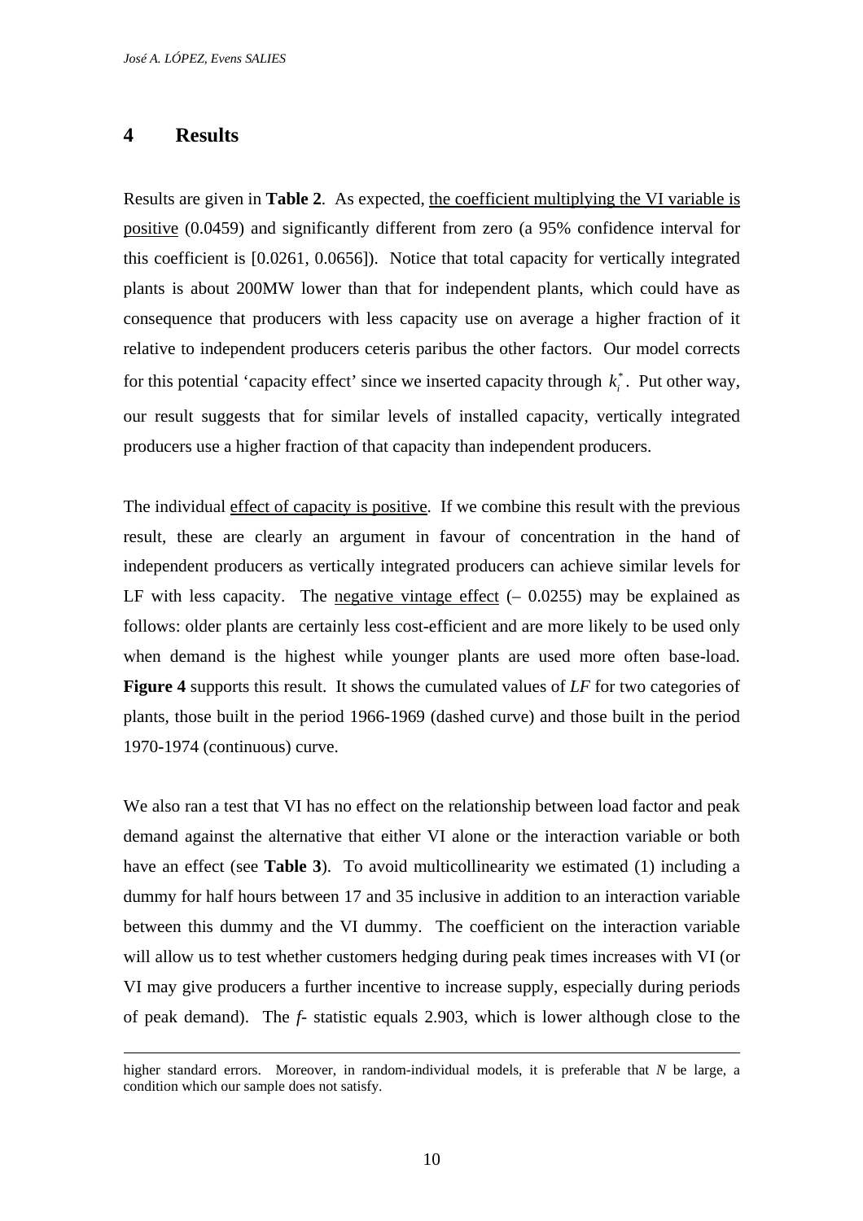## 4 Results

Results are given in **Table 2**. As expected, <u>the coefficient multiplying the VI variable is positive</u> (0.0459) and significantly different from zero (a 95% confidence interval for this coefficient is [0.0261, 0.0656]). Notice that total capacity for vertically integrated plants is about 200MW lower than that for independent plants, which could have as consequence that producers with less capacity use on average a higher fraction of it relative to independent producers ceteris paribus the other factors. Our model corrects for this potential 'capacity effect' since we inserted capacity through $k_i^*$. Put other way, our result suggests that for similar levels of installed capacity, vertically integrated producers use a higher fraction of that capacity than independent producers.

The individual <u>effect of capacity is positive</u>. If we combine this result with the previous result, these are clearly an argument in favour of concentration in the hand of independent producers as vertically integrated producers can achieve similar levels for LF with less capacity. The <u>negative vintage effect</u> (– 0.0255) may be explained as follows: older plants are certainly less cost-efficient and are more likely to be used only when demand is the highest while younger plants are used more often base-load. **Figure 4** supports this result. It shows the cumulated values of *LF* for two categories of plants, those built in the period 1966-1969 (dashed curve) and those built in the period 1970-1974 (continuous) curve.

We also ran a test that VI has no effect on the relationship between load factor and peak demand against the alternative that either VI alone or the interaction variable or both have an effect (see **Table 3**). To avoid multicollinearity we estimated (1) including a dummy for half hours between 17 and 35 inclusive in addition to an interaction variable between this dummy and the VI dummy. The coefficient on the interaction variable will allow us to test whether customers hedging during peak times increases with VI (or VI may give producers a further incentive to increase supply, especially during periods of peak demand). The *f*- statistic equals 2.903, which is lower although close to the

---

higher standard errors. Moreover, in random-individual models, it is preferable that *N* be large, a condition which our sample does not satisfy.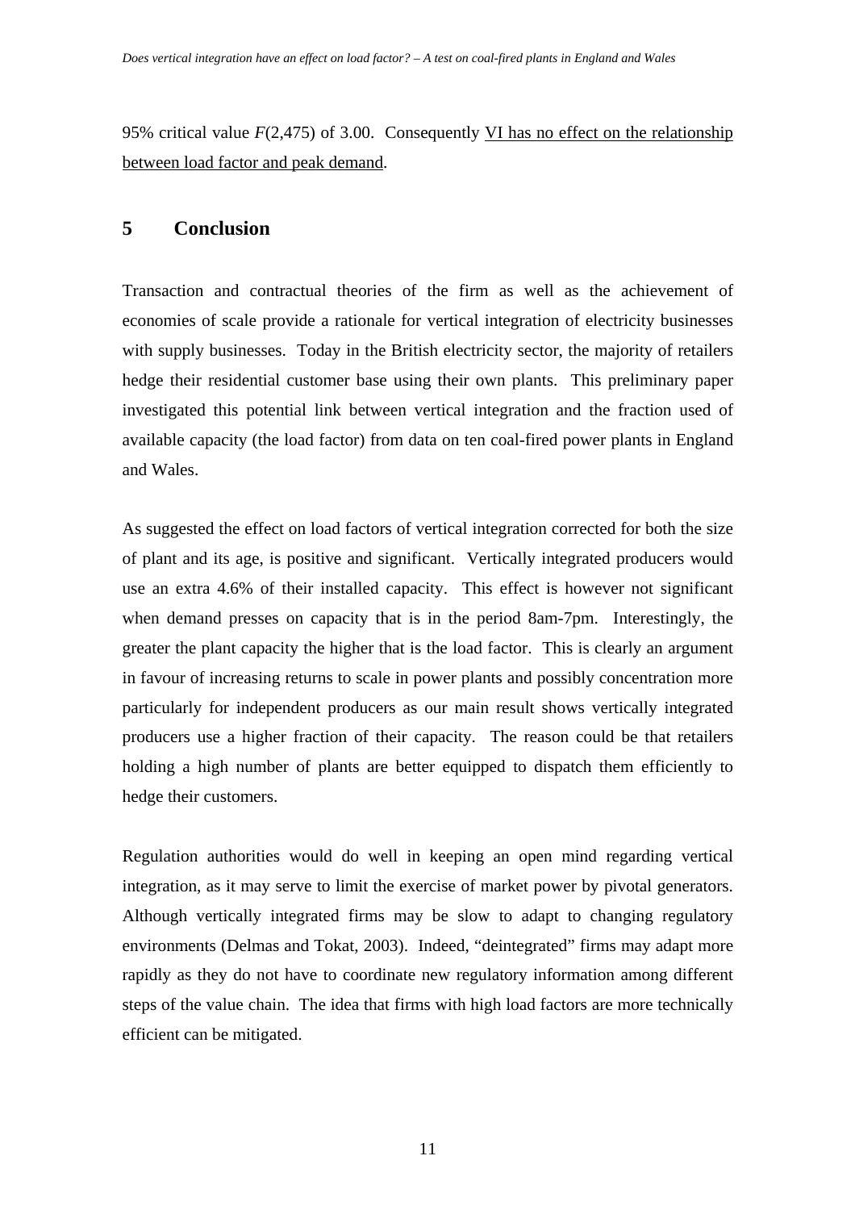95% critical value $F(2,475)$ of 3.00. Consequently VI has no effect on the relationship between load factor and peak demand.

## 5 Conclusion

Transaction and contractual theories of the firm as well as the achievement of economies of scale provide a rationale for vertical integration of electricity businesses with supply businesses. Today in the British electricity sector, the majority of retailers hedge their residential customer base using their own plants. This preliminary paper investigated this potential link between vertical integration and the fraction used of available capacity (the load factor) from data on ten coal-fired power plants in England and Wales.

As suggested the effect on load factors of vertical integration corrected for both the size of plant and its age, is positive and significant. Vertically integrated producers would use an extra 4.6% of their installed capacity. This effect is however not significant when demand presses on capacity that is in the period 8am-7pm. Interestingly, the greater the plant capacity the higher that is the load factor. This is clearly an argument in favour of increasing returns to scale in power plants and possibly concentration more particularly for independent producers as our main result shows vertically integrated producers use a higher fraction of their capacity. The reason could be that retailers holding a high number of plants are better equipped to dispatch them efficiently to hedge their customers.

Regulation authorities would do well in keeping an open mind regarding vertical integration, as it may serve to limit the exercise of market power by pivotal generators. Although vertically integrated firms may be slow to adapt to changing regulatory environments (Delmas and Tokat, 2003). Indeed, "deintegrated" firms may adapt more rapidly as they do not have to coordinate new regulatory information among different steps of the value chain. The idea that firms with high load factors are more technically efficient can be mitigated.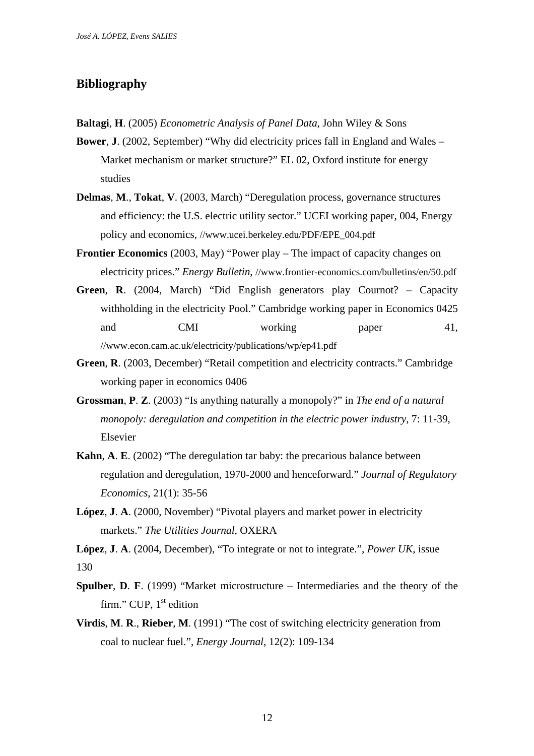## Bibliography

**Baltagi**, **H**. (2005) *Econometric Analysis of Panel Data*, John Wiley & Sons

**Bower**, **J**. (2002, September) "Why did electricity prices fall in England and Wales – Market mechanism or market structure?" EL 02, Oxford institute for energy studies

**Delmas**, **M**., **Tokat**, **V**. (2003, March) "Deregulation process, governance structures and efficiency: the U.S. electric utility sector." UCEI working paper, 004, Energy policy and economics, //www.ucei.berkeley.edu/PDF/EPE_004.pdf

**Frontier Economics** (2003, May) "Power play – The impact of capacity changes on electricity prices." *Energy Bulletin*, //www.frontier-economics.com/bulletins/en/50.pdf

**Green**, **R**. (2004, March) "Did English generators play Cournot? – Capacity withholding in the electricity Pool." Cambridge working paper in Economics 0425 and CMI working paper 41, //www.econ.cam.ac.uk/electricity/publications/wp/ep41.pdf

**Green**, **R**. (2003, December) "Retail competition and electricity contracts." Cambridge working paper in economics 0406

**Grossman**, **P**. **Z**. (2003) "Is anything naturally a monopoly?" in *The end of a natural monopoly: deregulation and competition in the electric power industry*, 7: 11-39, Elsevier

**Kahn**, **A**. **E**. (2002) "The deregulation tar baby: the precarious balance between regulation and deregulation, 1970-2000 and henceforward." *Journal of Regulatory Economics*, 21(1): 35-56

**López**, **J**. **A**. (2000, November) "Pivotal players and market power in electricity markets." *The Utilities Journal*, OXERA

**López**, **J**. **A**. (2004, December), "To integrate or not to integrate.", *Power UK*, issue 130

**Spulber**, **D**. **F**. (1999) "Market microstructure – Intermediaries and the theory of the firm." CUP, 1st edition

**Virdis**, **M**. **R**., **Rieber**, **M**. (1991) "The cost of switching electricity generation from coal to nuclear fuel.", *Energy Journal*, 12(2): 109-134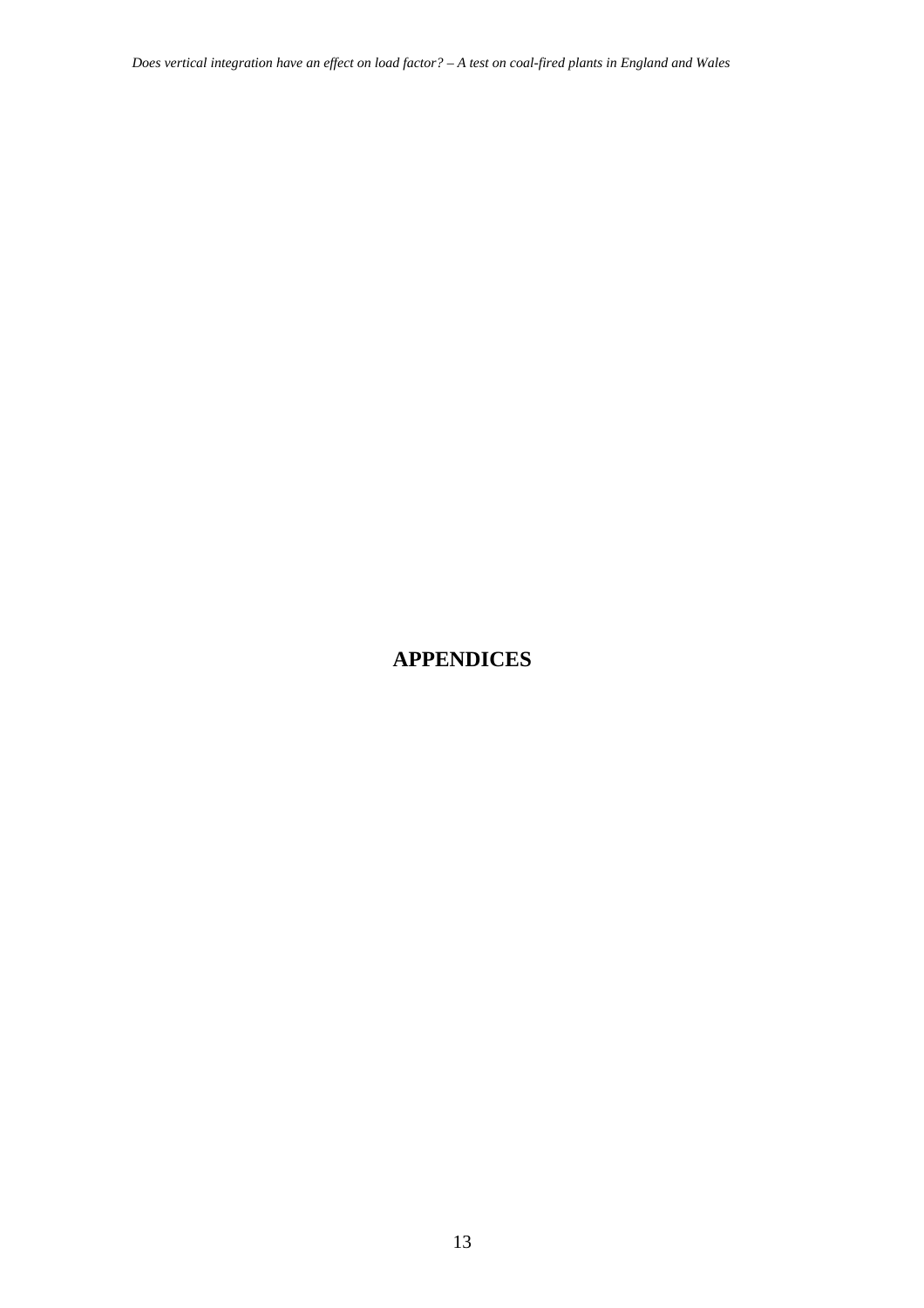# APPENDICES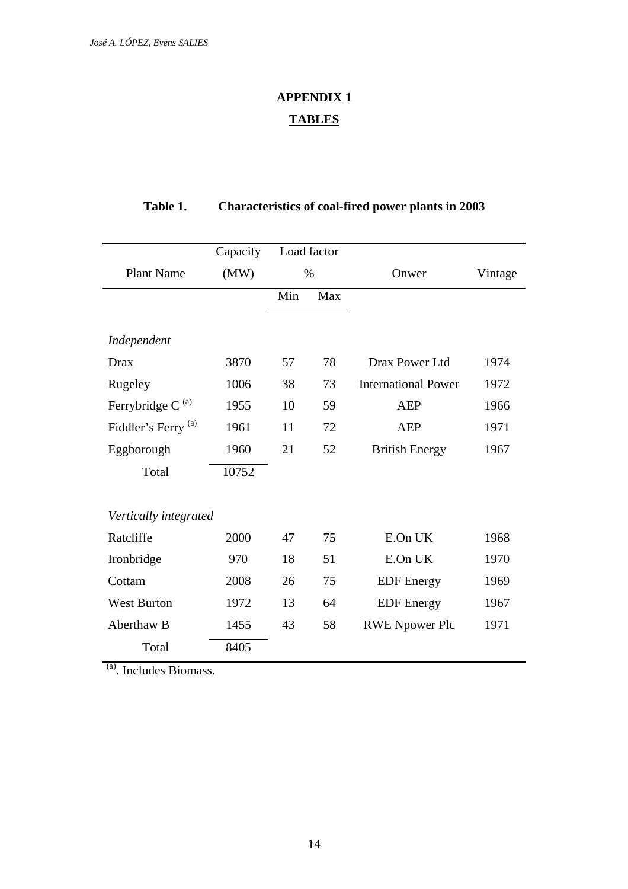# APPENDIX 1

## TABLES

**Table 1. Characteristics of coal-fired power plants in 2003**

| Plant Name | Capacity (MW) | Load factor % | | Onwer | Vintage |
|---|---|---|---|---|---|
| | | Min | Max | | |
| *Independent* | | | | | |
| Drax | 3870 | 57 | 78 | Drax Power Ltd | 1974 |
| Rugeley | 1006 | 38 | 73 | International Power | 1972 |
| Ferrybridge C [(a)] | 1955 | 10 | 59 | AEP | 1966 |
| Fiddler's Ferry [(a)] | 1961 | 11 | 72 | AEP | 1971 |
| Eggborough | 1960 | 21 | 52 | British Energy | 1967 |
| Total | 10752 | | | | |
| *Vertically integrated* | | | | | |
| Ratcliffe | 2000 | 47 | 75 | E.On UK | 1968 |
| Ironbridge | 970 | 18 | 51 | E.On UK | 1970 |
| Cottam | 2008 | 26 | 75 | EDF Energy | 1969 |
| West Burton | 1972 | 13 | 64 | EDF Energy | 1967 |
| Aberthaw B | 1455 | 43 | 58 | RWE Npower Plc | 1971 |
| Total | 8405 | | | | |

[(a)]. Includes Biomass.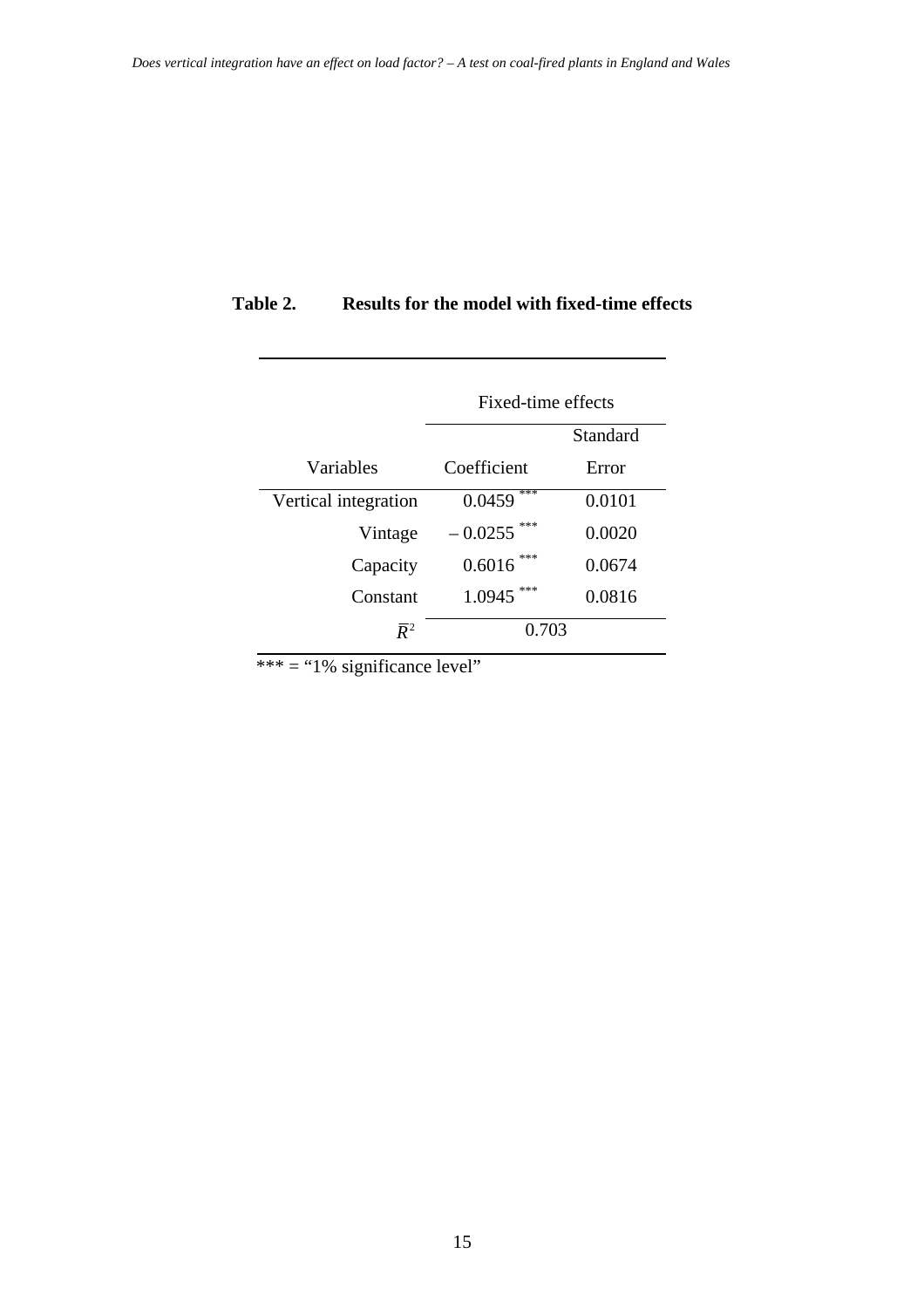**Table 2. Results for the model with fixed-time effects**

| | Fixed-time effects | |
|---|---|---|
| Variables | Coefficient | Standard Error |
| Vertical integration | 0.0459 *** | 0.0101 |
| Vintage | – 0.0255 *** | 0.0020 |
| Capacity | 0.6016 *** | 0.0674 |
| Constant | 1.0945 *** | 0.0816 |
| $\overline{R}^2$ | 0.703 | |

*** = "1% significance level"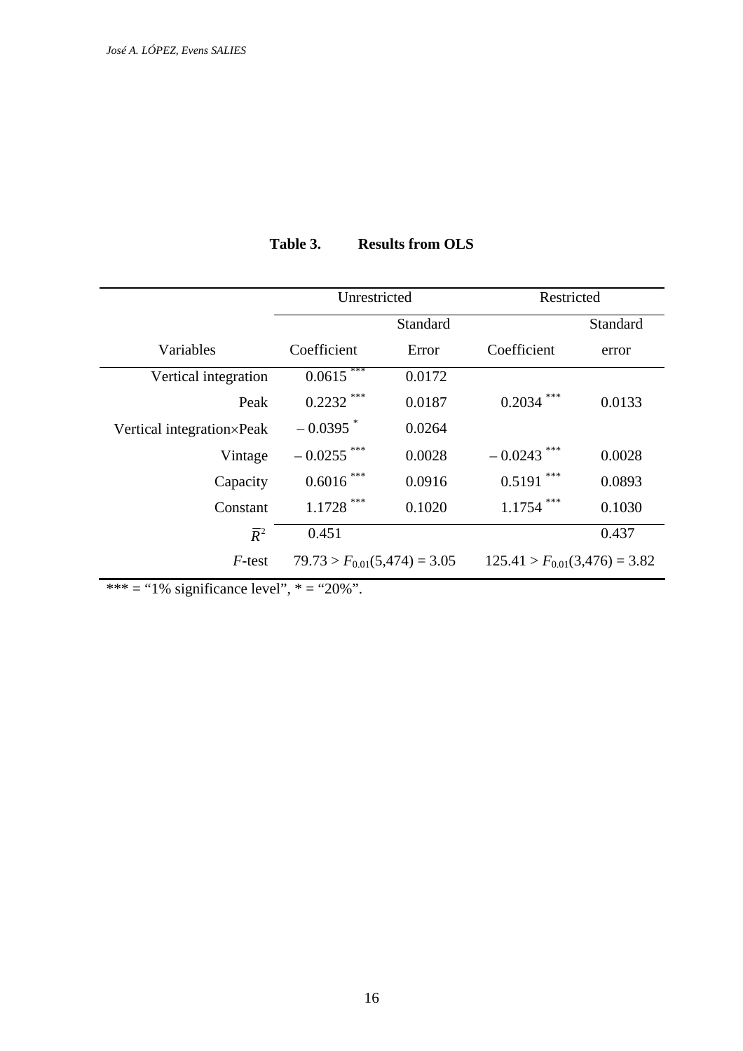**Table 3. Results from OLS**

| | Unrestricted | | Restricted | |
|---|---|---|---|---|
| Variables | Coefficient | Standard Error | Coefficient | Standard error |
| Vertical integration | 0.0615 *** | 0.0172 | | |
| Peak | 0.2232 *** | 0.0187 | 0.2034 *** | 0.0133 |
| Vertical integration×Peak | – 0.0395 * | 0.0264 | | |
| Vintage | – 0.0255 *** | 0.0028 | – 0.0243 *** | 0.0028 |
| Capacity | 0.6016 *** | 0.0916 | 0.5191 *** | 0.0893 |
| Constant | 1.1728 *** | 0.1020 | 1.1754 *** | 0.1030 |
| $\overline{R}^2$ | 0.451 | | | 0.437 |
| *F*-test | $79.73 > F_{0.01}(5,474) = 3.05$ | | $125.41 > F_{0.01}(3,476) = 3.82$ | |

*** = "1% significance level", * = "20%".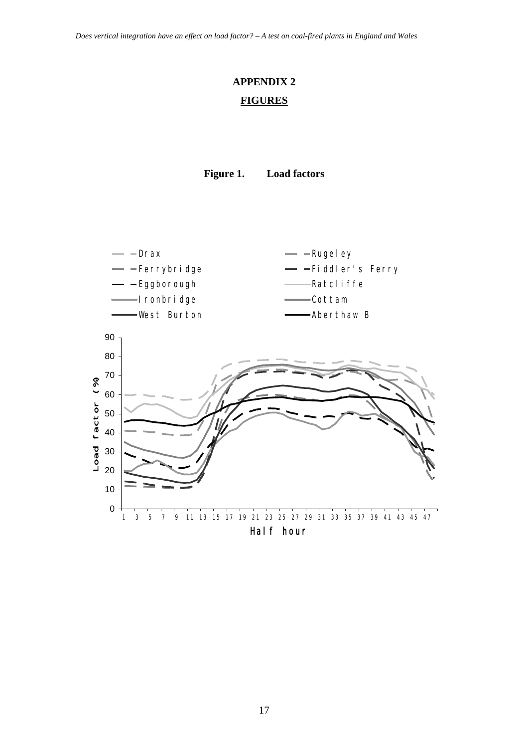# APPENDIX 2

## FIGURES

**Figure 1. Load factors**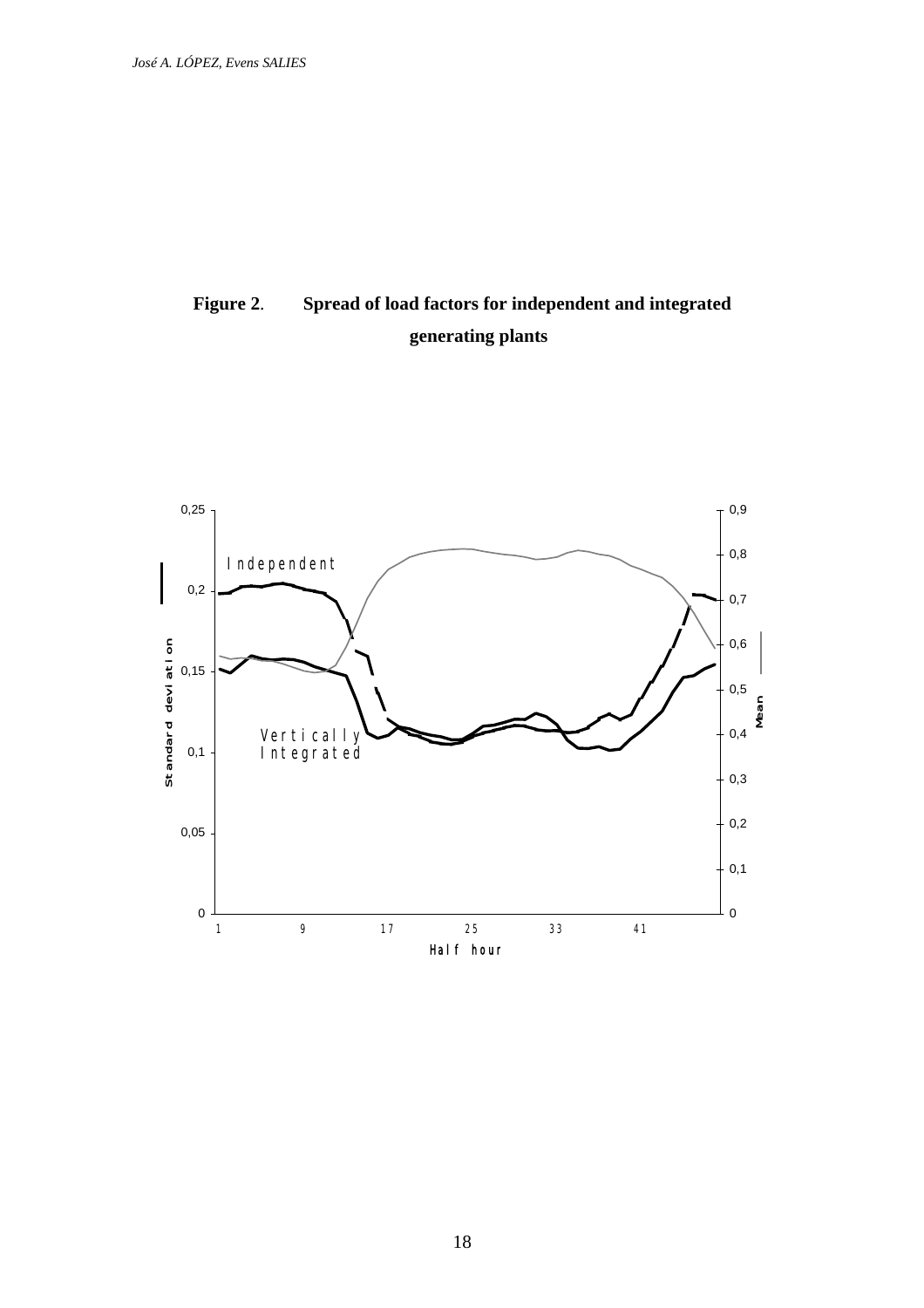**Figure 2**. **Spread of load factors for independent and integrated generating plants**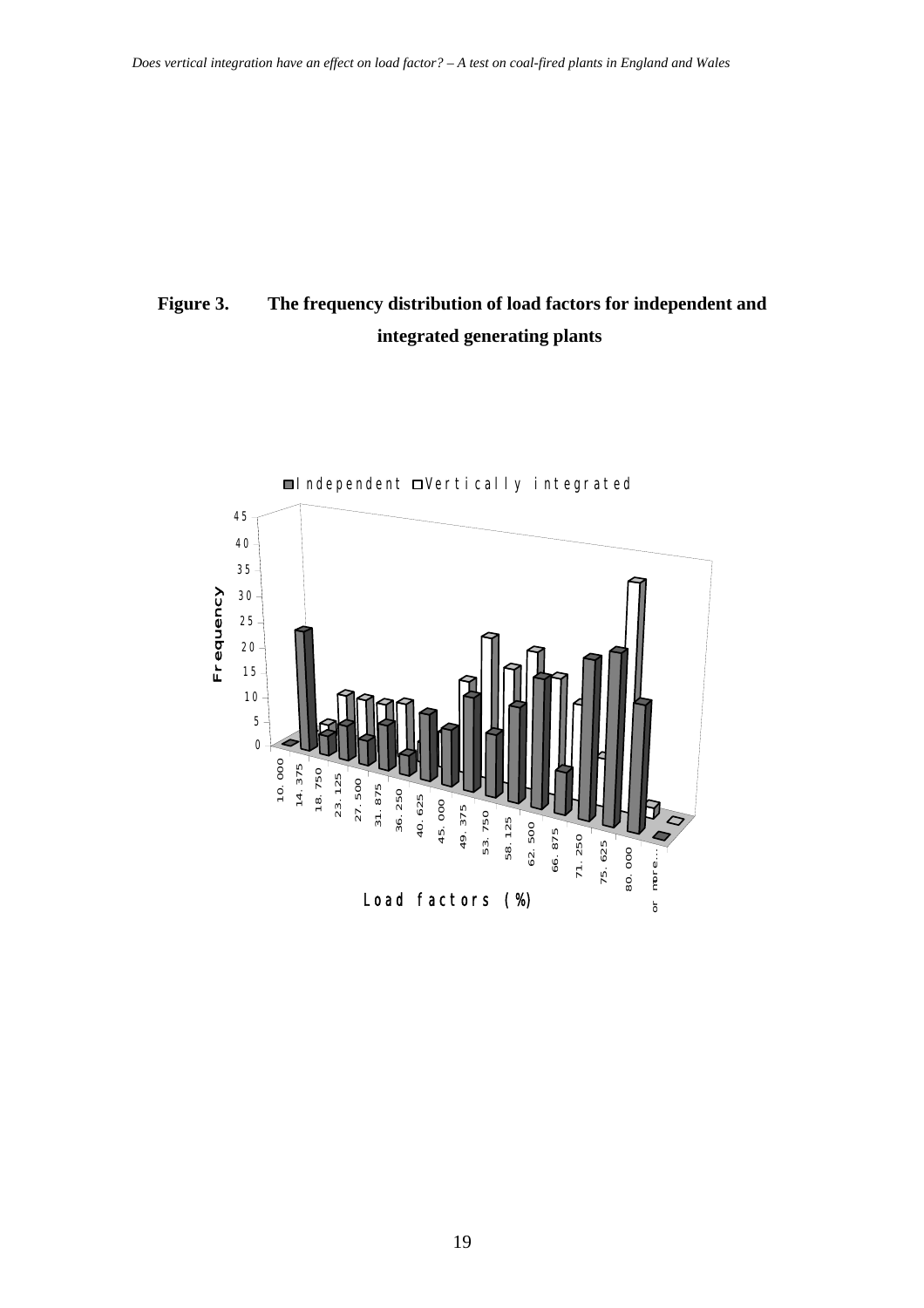**Figure 3. The frequency distribution of load factors for independent and integrated generating plants**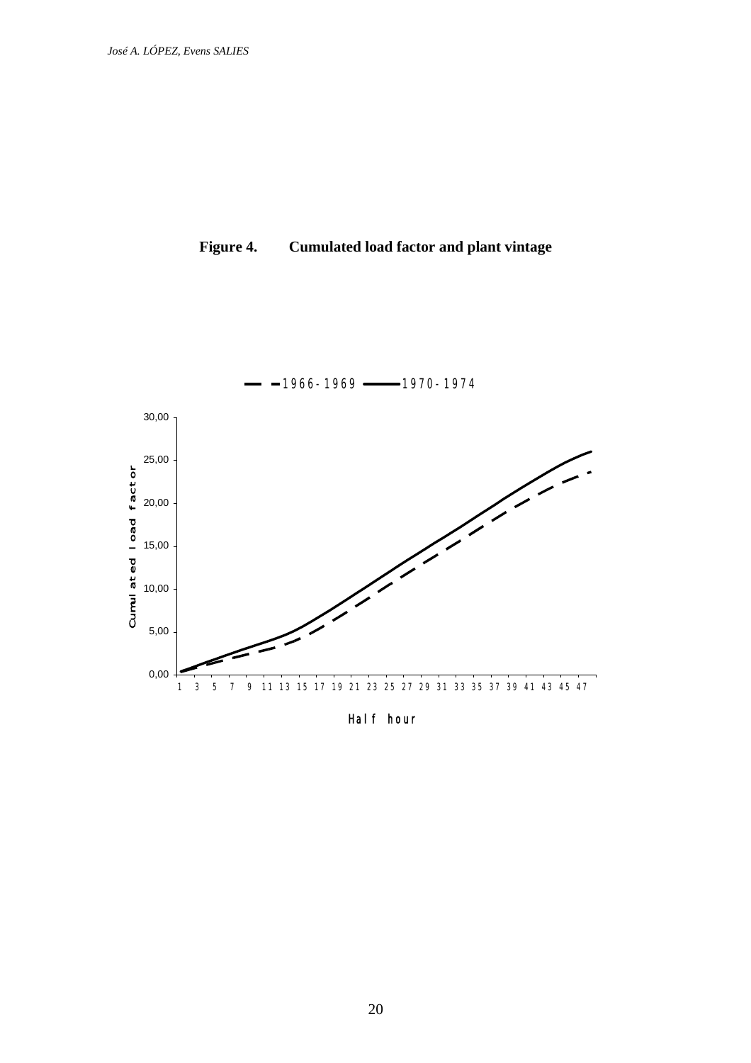**Figure 4. Cumulated load factor and plant vintage**

1966-1969
1970-1974

Cumulated load factor

30,00
25,00
20,00
15,00
10,00
5,00
0,00

1 3 5 7 9 11 13 15 17 19 21 23 25 27 29 31 33 35 37 39 41 43 45 47

Half hour